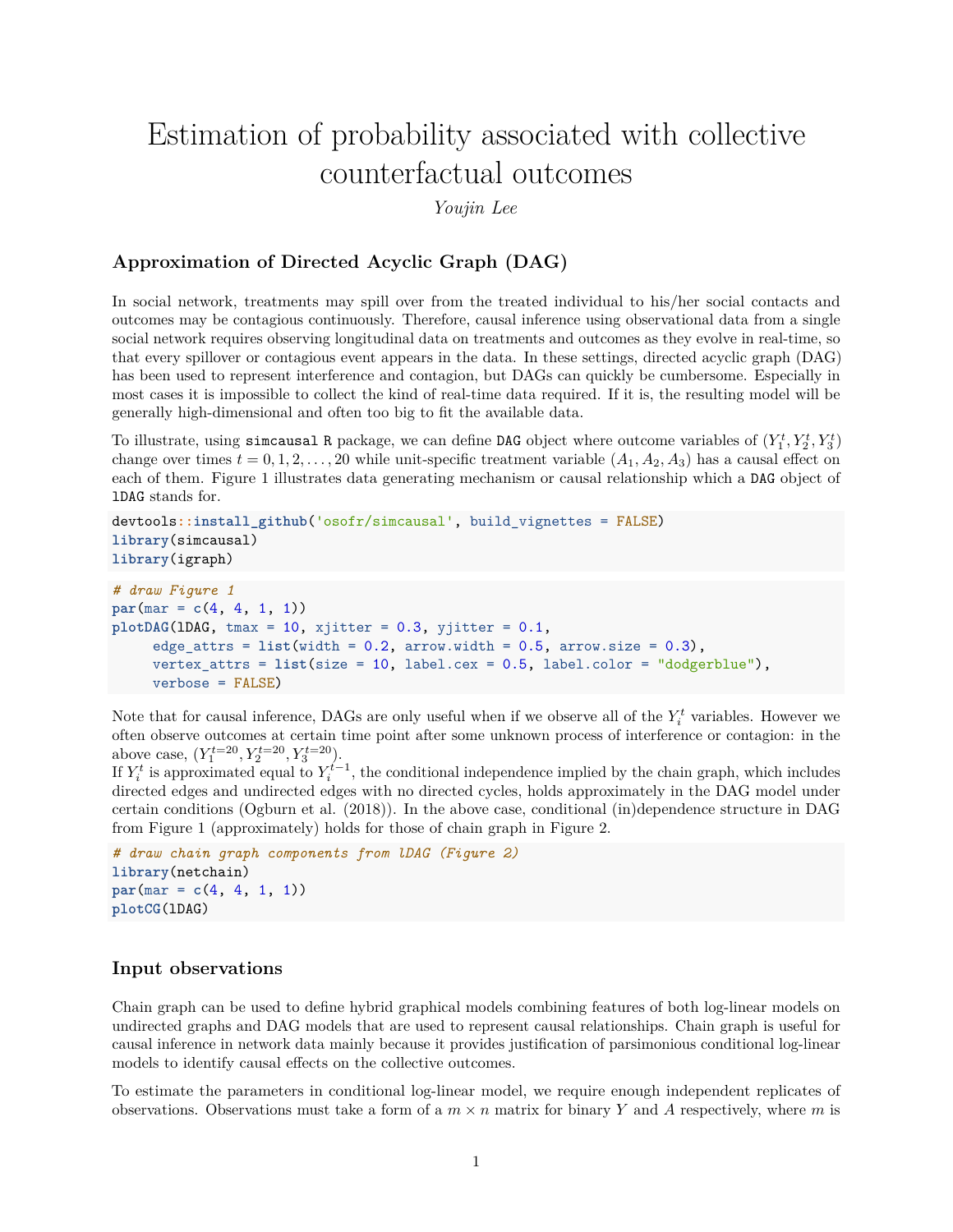# Estimation of probability associated with collective counterfactual outcomes

*Youjin Lee*

## Approximation of Directed Acyclic Graph (DAG)

In social network, treatments may spill over from the treated individual to his/her social contacts and outcomes may be contagious continuously. Therefore, causal inference using observational data from a single social network requires observing longitudinal data on treatments and outcomes as they evolve in real-time, so that every spillover or contagious event appears in the data. In these settings, directed acyclic graph (DAG) has been used to represent interference and contagion, but DAGs can quickly be cumbersome. Especially in most cases it is impossible to collect the kind of real-time data required. If it is, the resulting model will be generally high-dimensional and often too big to fit the available data.

To illustrate, using `simcausal` R package, we can define `DAG` object where outcome variables of $(Y_1^t, Y_2^t, Y_3^t)$ change over times $t = 0, 1, 2, \ldots, 20$ while unit-specific treatment variable $(A_1, A_2, A_3)$ has a causal effect on each of them. Figure 1 illustrates data generating mechanism or causal relationship which a `DAG` object of `lDAG` stands for.

```
devtools::install_github('osofr/simcausal', build_vignettes = FALSE)
library(simcausal)
library(igraph)
```

```
# draw Figure 1
par(mar = c(4, 4, 1, 1))
plotDAG(lDAG, tmax = 10, xjitter = 0.3, yjitter = 0.1,
     edge_attrs = list(width = 0.2, arrow.width = 0.5, arrow.size = 0.3),
     vertex_attrs = list(size = 10, label.cex = 0.5, label.color = "dodgerblue"),
     verbose = FALSE)
```

Note that for causal inference, DAGs are only useful when if we observe all of the $Y_i^t$ variables. However we often observe outcomes at certain time point after some unknown process of interference or contagion: in the above case, $(Y_1^{t=20}, Y_2^{t=20}, Y_3^{t=20})$.
If $Y_i^t$ is approximated equal to $Y_i^{t-1}$, the conditional independence implied by the chain graph, which includes directed edges and undirected edges with no directed cycles, holds approximately in the DAG model under certain conditions (Ogburn et al. (2018)). In the above case, conditional (in)dependence structure in DAG from Figure 1 (approximately) holds for those of chain graph in Figure 2.

```
# draw chain graph components from lDAG (Figure 2)
library(netchain)
par(mar = c(4, 4, 1, 1))
plotCG(lDAG)
```

## Input observations

Chain graph can be used to define hybrid graphical models combining features of both log-linear models on undirected graphs and DAG models that are used to represent causal relationships. Chain graph is useful for causal inference in network data mainly because it provides justification of parsimonious conditional log-linear models to identify causal effects on the collective outcomes.

To estimate the parameters in conditional log-linear model, we require enough independent replicates of observations. Observations must take a form of a $m \times n$ matrix for binary $Y$ and $A$ respectively, where $m$ is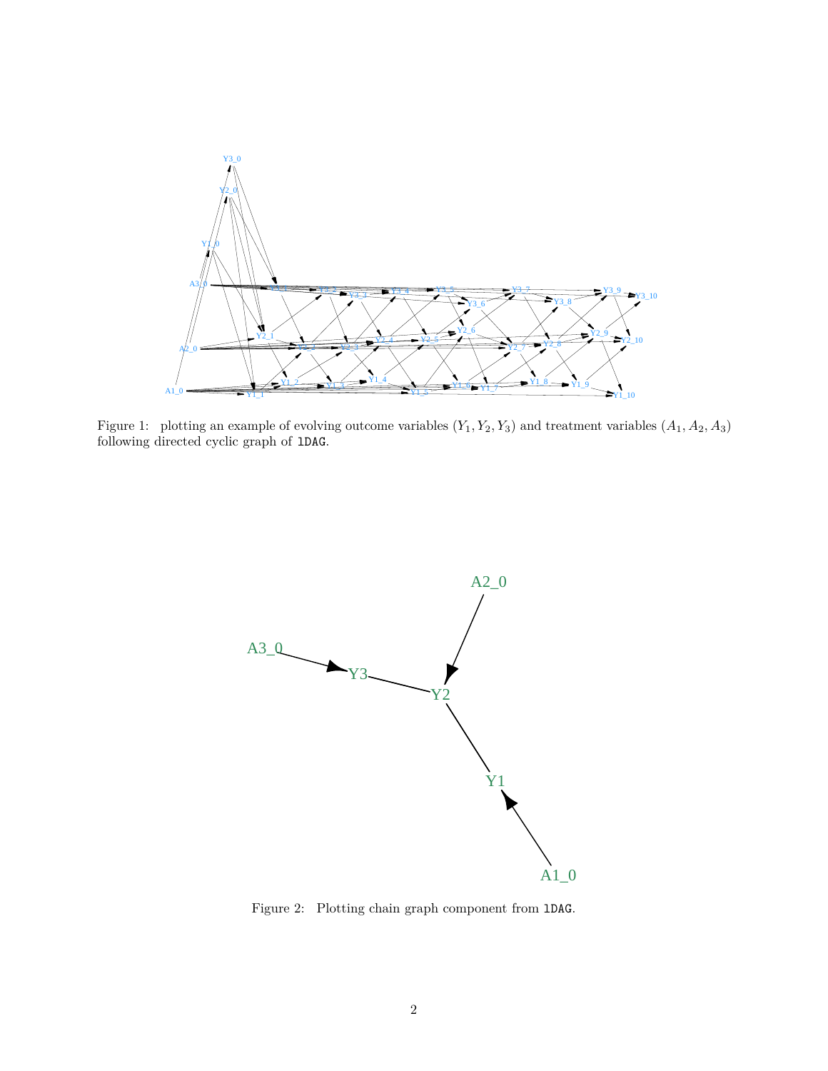Figure 1: plotting an example of evolving outcome variables $(Y_1, Y_2, Y_3)$ and treatment variables $(A_1, A_2, A_3)$ following directed cyclic graph of `lDAG`.

Figure 2: Plotting chain graph component from `lDAG`.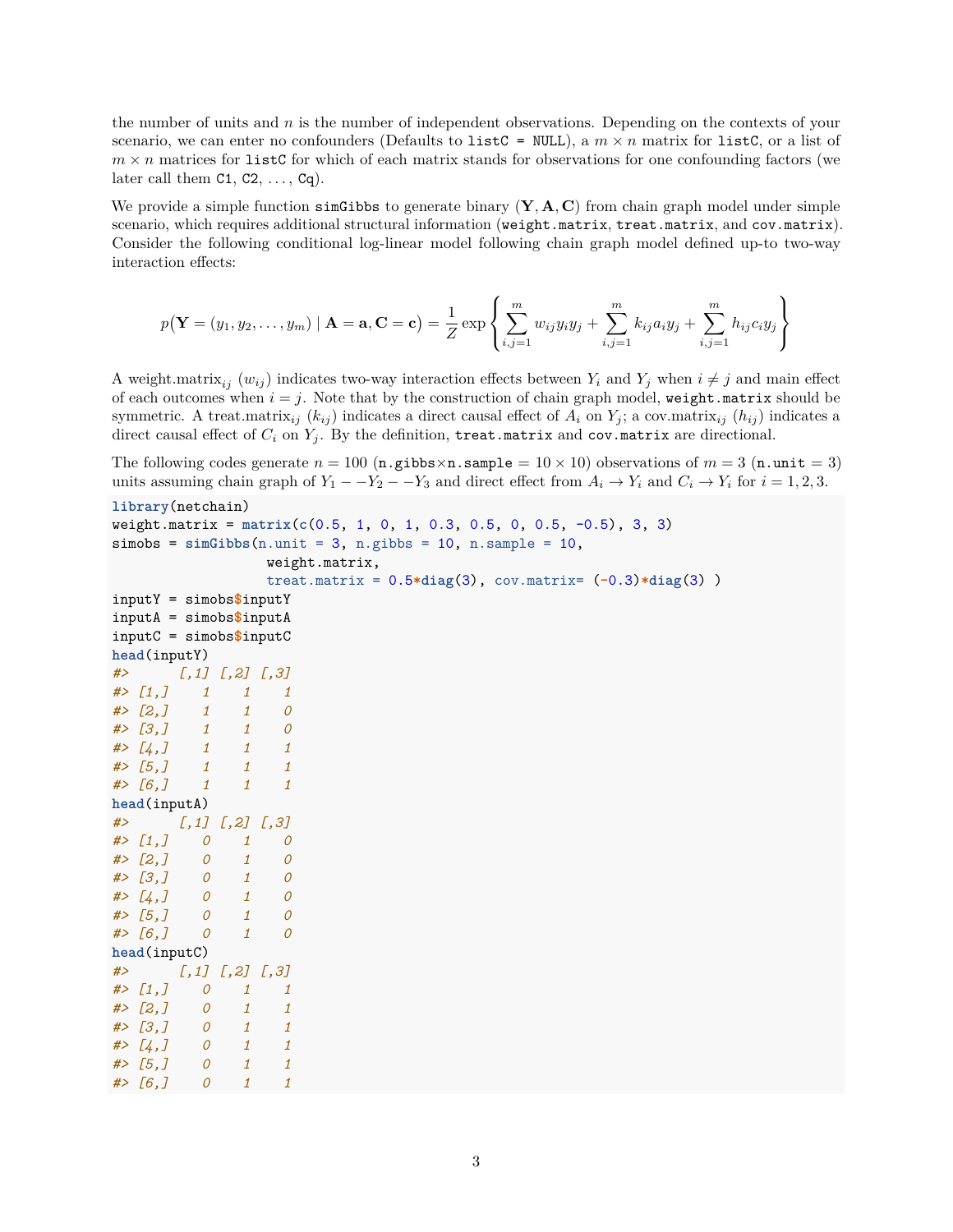the number of units and $n$ is the number of independent observations. Depending on the contexts of your scenario, we can enter no confounders (Defaults to `listC = NULL`), a $m \times n$ matrix for `listC`, or a list of $m \times n$ matrices for `listC` for which of each matrix stands for observations for one confounding factors (we later call them `C1`, `C2`, …, `Cq`).

We provide a simple function `simGibbs` to generate binary $(\mathbf{Y}, \mathbf{A}, \mathbf{C})$ from chain graph model under simple scenario, which requires additional structural information (`weight.matrix`, `treat.matrix`, and `cov.matrix`). Consider the following conditional log-linear model following chain graph model defined up-to two-way interaction effects:

$$p\big(\mathbf{Y} = (y_1, y_2, \ldots, y_m) \mid \mathbf{A} = \mathbf{a}, \mathbf{C} = \mathbf{c}\big) = \frac{1}{Z} \exp\left\{ \sum_{i,j=1}^{m} w_{ij} y_i y_j + \sum_{i,j=1}^{m} k_{ij} a_i y_j + \sum_{i,j=1}^{m} h_{ij} c_i y_j \right\}$$

A weight.matrix$_{ij}$ ($w_{ij}$) indicates two-way interaction effects between $Y_i$ and $Y_j$ when $i \neq j$ and main effect of each outcomes when $i = j$. Note that by the construction of chain graph model, `weight.matrix` should be symmetric. A treat.matrix$_{ij}$ ($k_{ij}$) indicates a direct causal effect of $A_i$ on $Y_j$; a cov.matrix$_{ij}$ ($h_{ij}$) indicates a direct causal effect of $C_i$ on $Y_j$. By the definition, `treat.matrix` and `cov.matrix` are directional.

The following codes generate $n = 100$ (`n.gibbs`$\times$`n.sample` $= 10 \times 10$) observations of $m = 3$ (`n.unit` $= 3$) units assuming chain graph of $Y_1 - -Y_2 - -Y_3$ and direct effect from $A_i \rightarrow Y_i$ and $C_i \rightarrow Y_i$ for $i = 1, 2, 3$.

```
library(netchain)
weight.matrix = matrix(c(0.5, 1, 0, 1, 0.3, 0.5, 0, 0.5, -0.5), 3, 3)
simobs = simGibbs(n.unit = 3, n.gibbs = 10, n.sample = 10,
                  weight.matrix,
                  treat.matrix = 0.5*diag(3), cov.matrix= (-0.3)*diag(3) )
inputY = simobs$inputY
inputA = simobs$inputA
inputC = simobs$inputC
head(inputY)
#>      [,1] [,2] [,3]
#> [1,]    1    1    1
#> [2,]    1    1    0
#> [3,]    1    1    0
#> [4,]    1    1    1
#> [5,]    1    1    1
#> [6,]    1    1    1
head(inputA)
#>      [,1] [,2] [,3]
#> [1,]    0    1    0
#> [2,]    0    1    0
#> [3,]    0    1    0
#> [4,]    0    1    0
#> [5,]    0    1    0
#> [6,]    0    1    0
head(inputC)
#>      [,1] [,2] [,3]
#> [1,]    0    1    1
#> [2,]    0    1    1
#> [3,]    0    1    1
#> [4,]    0    1    1
#> [5,]    0    1    1
#> [6,]    0    1    1
```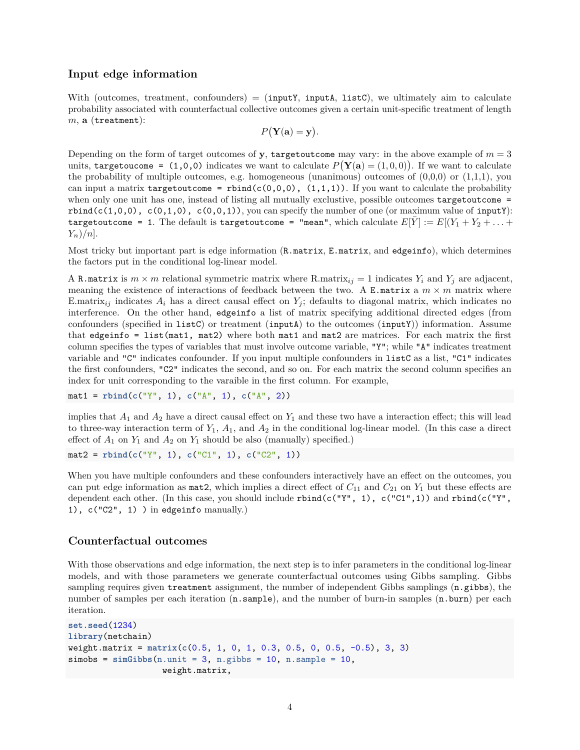## Input edge information

With (outcomes, treatment, confounders) = (`inputY`, `inputA`, `listC`), we ultimately aim to calculate probability associated with counterfactual collective outcomes given a certain unit-specific treatment of length $m$, $\mathbf{a}$ (`treatment`):

$$P\big(\mathbf{Y}(\mathbf{a}) = \mathbf{y}\big).$$

Depending on the form of target outcomes of $\mathbf{y}$, `targetoutcome` may vary: in the above example of $m = 3$ units, `targetoucome = (1,0,0)` indicates we want to calculate $P\big(\mathbf{Y}(\mathbf{a}) = (1, 0, 0)\big)$. If we want to calculate the probability of multiple outcomes, e.g. homogeneous (unanimous) outcomes of (0,0,0) or (1,1,1), you can input a matrix `targetoutcome = rbind(c(0,0,0), (1,1,1))`. If you want to calculate the probability when only one unit has one, instead of listing all mutually exclusive, possible outcomes `targetoutcome = rbind(c(1,0,0), c(0,1,0), c(0,0,1))`, you can specify the number of one (or maximum value of `inputY`): `targetoutcome = 1`. The default is `targetoutcome = "mean"`, which calculate $E[\bar{Y}] := E[(Y_1 + Y_2 + \ldots + Y_n)/n]$.

Most tricky but important part is edge information (`R.matrix`, `E.matrix`, and `edgeinfo`), which determines the factors put in the conditional log-linear model.

A `R.matrix` is $m \times m$ relational symmetric matrix where $\text{R.matrix}_{ij} = 1$ indicates $Y_i$ and $Y_j$ are adjacent, meaning the existence of interactions of feedback between the two. A `E.matrix` a $m \times m$ matrix where $\text{E.matrix}_{ij}$ indicates $A_i$ has a direct causal effect on $Y_j$; defaults to diagonal matrix, which indicates no interference. On the other hand, `edgeinfo` a list of matrix specifying additional directed edges (from confounders (specified in `listC`) or treatment (`inputA`) to the outcomes (`inputY`)) information. Assume that `edgeinfo = list(mat1, mat2)` where both `mat1` and `mat2` are matrices. For each matrix the first column specifies the types of variables that must involve outcome variable, `"Y"`; while `"A"` indicates treatment variable and `"C"` indicates confounder. If you input multiple confounders in `listC` as a list, `"C1"` indicates the first confounders, `"C2"` indicates the second, and so on. For each matrix the second column specifies an index for unit corresponding to the varaible in the first column. For example,

```
mat1 = rbind(c("Y", 1), c("A", 1), c("A", 2))
```

implies that $A_1$ and $A_2$ have a direct causal effect on $Y_1$ and these two have a interaction effect; this will lead to three-way interaction term of $Y_1$, $A_1$, and $A_2$ in the conditional log-linear model. (In this case a direct effect of $A_1$ on $Y_1$ and $A_2$ on $Y_1$ should be also (manually) specified.)

```
mat2 = rbind(c("Y", 1), c("C1", 1), c("C2", 1))
```

When you have multiple confounders and these confounders interactively have an effect on the outcomes, you can put edge information as `mat2`, which implies a direct effect of $C_{11}$ and $C_{21}$ on $Y_1$ but these effects are dependent each other. (In this case, you should include `rbind(c("Y", 1), c("C1",1))` and `rbind(c("Y", 1), c("C2", 1) )` in `edgeinfo` manually.)

## Counterfactual outcomes

With those observations and edge information, the next step is to infer parameters in the conditional log-linear models, and with those parameters we generate counterfactual outcomes using Gibbs sampling. Gibbs sampling requires given `treatment` assignment, the number of independent Gibbs samplings (`n.gibbs`), the number of samples per each iteration (`n.sample`), and the number of burn-in samples (`n.burn`) per each iteration.

```
set.seed(1234)
library(netchain)
weight.matrix = matrix(c(0.5, 1, 0, 1, 0.3, 0.5, 0, 0.5, -0.5), 3, 3)
simobs = simGibbs(n.unit = 3, n.gibbs = 10, n.sample = 10,
                  weight.matrix,
```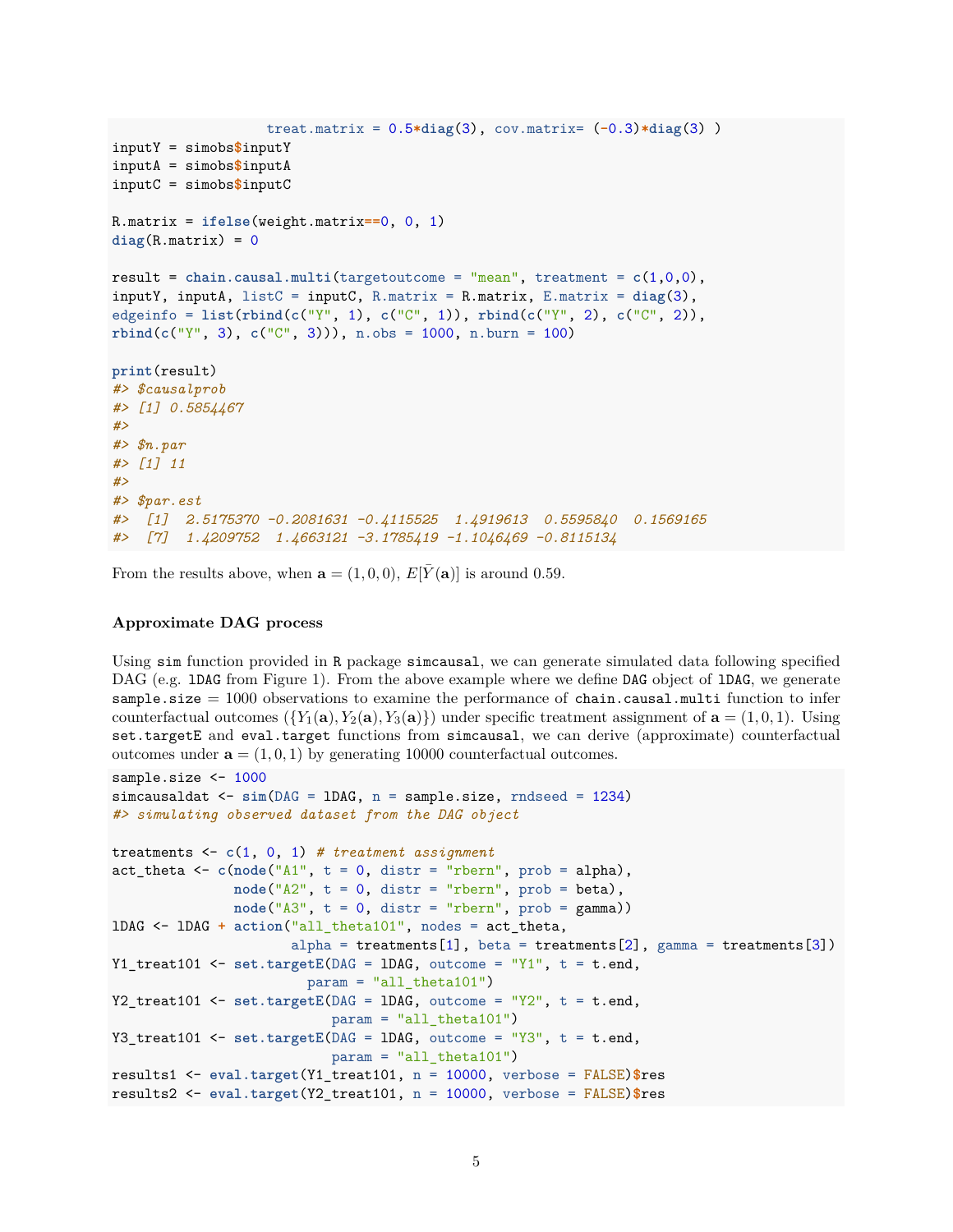```
                  treat.matrix = 0.5*diag(3), cov.matrix= (-0.3)*diag(3) )
inputY = simobs$inputY
inputA = simobs$inputA
inputC = simobs$inputC

R.matrix = ifelse(weight.matrix==0, 0, 1)
diag(R.matrix) = 0

result = chain.causal.multi(targetoutcome = "mean", treatment = c(1,0,0),
inputY, inputA, listC = inputC, R.matrix = R.matrix, E.matrix = diag(3),
edgeinfo = list(rbind(c("Y", 1), c("C", 1)), rbind(c("Y", 2), c("C", 2)),
rbind(c("Y", 3), c("C", 3))), n.obs = 1000, n.burn = 100)

print(result)
#> $causalprob
#> [1] 0.5854467
#>
#> $n.par
#> [1] 11
#>
#> $par.est
#>  [1]  2.5175370 -0.2081631 -0.4115525  1.4919613  0.5595840  0.1569165
#>  [7]  1.4209752  1.4663121 -3.1785419 -1.1046469 -0.8115134
```

From the results above, when $\mathbf{a} = (1, 0, 0)$, $E[\bar{Y}(\mathbf{a})]$ is around 0.59.

**Approximate DAG process**

Using `sim` function provided in `R` package `simcausal`, we can generate simulated data following specified DAG (e.g. `lDAG` from Figure 1). From the above example where we define `DAG` object of `lDAG`, we generate `sample.size` = 1000 observations to examine the performance of `chain.causal.multi` function to infer counterfactual outcomes ($\{Y_1(\mathbf{a}), Y_2(\mathbf{a}), Y_3(\mathbf{a})\}$) under specific treatment assignment of $\mathbf{a} = (1, 0, 1)$. Using `set.targetE` and `eval.target` functions from `simcausal`, we can derive (approximate) counterfactual outcomes under $\mathbf{a} = (1, 0, 1)$ by generating 10000 counterfactual outcomes.

```
sample.size <- 1000
simcausaldat <- sim(DAG = lDAG, n = sample.size, rndseed = 1234)
#> simulating observed dataset from the DAG object

treatments <- c(1, 0, 1) # treatment assignment
act_theta <- c(node("A1", t = 0, distr = "rbern", prob = alpha),
               node("A2", t = 0, distr = "rbern", prob = beta),
               node("A3", t = 0, distr = "rbern", prob = gamma))
lDAG <- lDAG + action("all_theta101", nodes = act_theta,
                      alpha = treatments[1], beta = treatments[2], gamma = treatments[3])
Y1_treat101 <- set.targetE(DAG = lDAG, outcome = "Y1", t = t.end,
                         param = "all_theta101")
Y2_treat101 <- set.targetE(DAG = lDAG, outcome = "Y2", t = t.end,
                            param = "all_theta101")
Y3_treat101 <- set.targetE(DAG = lDAG, outcome = "Y3", t = t.end,
                            param = "all_theta101")
results1 <- eval.target(Y1_treat101, n = 10000, verbose = FALSE)$res
results2 <- eval.target(Y2_treat101, n = 10000, verbose = FALSE)$res
```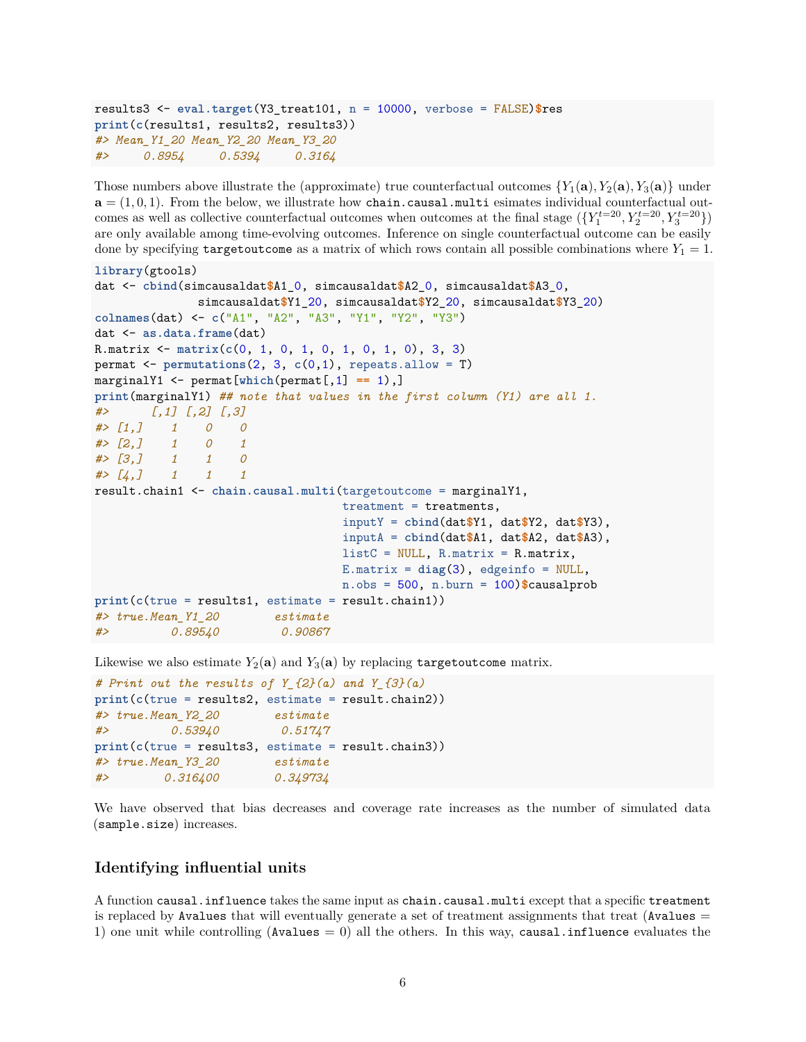```r
results3 <- eval.target(Y3_treat101, n = 10000, verbose = FALSE)$res
print(c(results1, results2, results3))
#> Mean_Y1_20 Mean_Y2_20 Mean_Y3_20
#>     0.8954     0.5394     0.3164
```

Those numbers above illustrate the (approximate) true counterfactual outcomes $\{Y_1(\mathbf{a}), Y_2(\mathbf{a}), Y_3(\mathbf{a})\}$ under $\mathbf{a} = (1, 0, 1)$. From the below, we illustrate how `chain.causal.multi` esimates individual counterfactual outcomes as well as collective counterfactual outcomes when outcomes at the final stage ($\{Y_1^{t=20}, Y_2^{t=20}, Y_3^{t=20}\}$) are only available among time-evolving outcomes. Inference on single counterfactual outcome can be easily done by specifying `targetoutcome` as a matrix of which rows contain all possible combinations where $Y_1 = 1$.

```r
library(gtools)
dat <- cbind(simcausaldat$A1_0, simcausaldat$A2_0, simcausaldat$A3_0,
             simcausaldat$Y1_20, simcausaldat$Y2_20, simcausaldat$Y3_20)
colnames(dat) <- c("A1", "A2", "A3", "Y1", "Y2", "Y3")
dat <- as.data.frame(dat)
R.matrix <- matrix(c(0, 1, 0, 1, 0, 1, 0, 1, 0), 3, 3)
permat <- permutations(2, 3, c(0,1), repeats.allow = T)
marginalY1 <- permat[which(permat[,1] == 1),]
print(marginalY1) ## note that values in the first column (Y1) are all 1.
#>      [,1] [,2] [,3]
#> [1,]    1    0    0
#> [2,]    1    0    1
#> [3,]    1    1    0
#> [4,]    1    1    1
result.chain1 <- chain.causal.multi(targetoutcome = marginalY1,
                                    treatment = treatments,
                                    inputY = cbind(dat$Y1, dat$Y2, dat$Y3),
                                    inputA = cbind(dat$A1, dat$A2, dat$A3),
                                    listC = NULL, R.matrix = R.matrix,
                                    E.matrix = diag(3), edgeinfo = NULL,
                                    n.obs = 500, n.burn = 100)$causalprob
print(c(true = results1, estimate = result.chain1))
#> true.Mean_Y1_20        estimate
#>         0.89540         0.90867
```

Likewise we also estimate $Y_2(\mathbf{a})$ and $Y_3(\mathbf{a})$ by replacing `targetoutcome` matrix.

```r
# Print out the results of Y_{2}(a) and Y_{3}(a)
print(c(true = results2, estimate = result.chain2))
#> true.Mean_Y2_20        estimate
#>         0.53940         0.51747
print(c(true = results3, estimate = result.chain3))
#> true.Mean_Y3_20        estimate
#>        0.316400        0.349734
```

We have observed that bias decreases and coverage rate increases as the number of simulated data (`sample.size`) increases.

## Identifying influential units

A function `causal.influence` takes the same input as `chain.causal.multi` except that a specific `treatment` is replaced by `Avalues` that will eventually generate a set of treatment assignments that treat (`Avalues` = 1) one unit while controlling (`Avalues` = 0) all the others. In this way, `causal.influence` evaluates the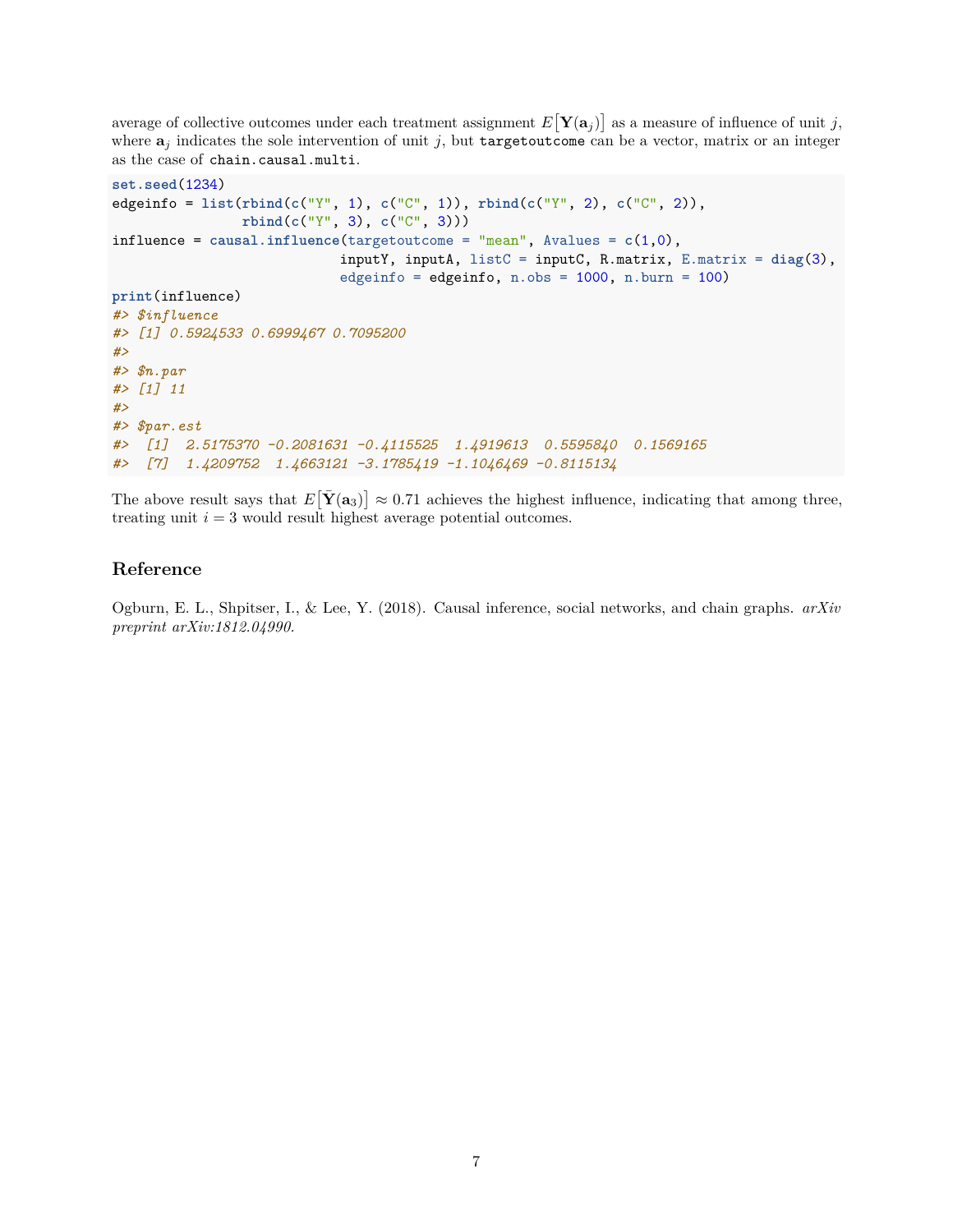average of collective outcomes under each treatment assignment $E\big[\mathbf{Y}(\mathbf{a}_j)\big]$ as a measure of influence of unit $j$, where $\mathbf{a}_j$ indicates the sole intervention of unit $j$, but `targetoutcome` can be a vector, matrix or an integer as the case of `chain.causal.multi`.

```
set.seed(1234)
edgeinfo = list(rbind(c("Y", 1), c("C", 1)), rbind(c("Y", 2), c("C", 2)),
                rbind(c("Y", 3), c("C", 3)))
influence = causal.influence(targetoutcome = "mean", Avalues = c(1,0),
                             inputY, inputA, listC = inputC, R.matrix, E.matrix = diag(3),
                             edgeinfo = edgeinfo, n.obs = 1000, n.burn = 100)
print(influence)
#> $influence
#> [1] 0.5924533 0.6999467 0.7095200
#>
#> $n.par
#> [1] 11
#>
#> $par.est
#>  [1]  2.5175370 -0.2081631 -0.4115525  1.4919613  0.5595840  0.1569165
#>  [7]  1.4209752  1.4663121 -3.1785419 -1.1046469 -0.8115134
```

The above result says that $E\big[\bar{\mathbf{Y}}(\mathbf{a}_3)\big] \approx 0.71$ achieves the highest influence, indicating that among three, treating unit $i = 3$ would result highest average potential outcomes.

## Reference

Ogburn, E. L., Shpitser, I., & Lee, Y. (2018). Causal inference, social networks, and chain graphs. *arXiv preprint arXiv:1812.04990.*